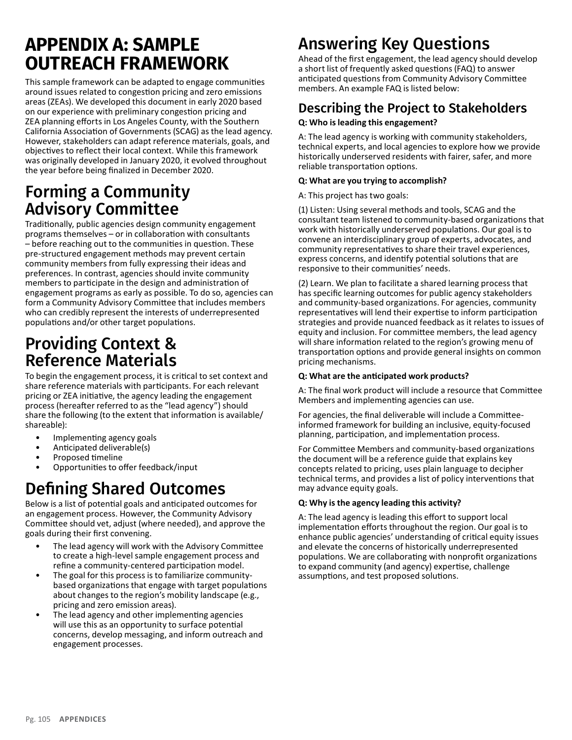# APPENDIX A: SAMPLE OUTREACH FRAMEWORK

This sample framework can be adapted to engage communities around issues related to congestion pricing and zero emissions areas (ZEAs). We developed this document in early 2020 based on our experience with preliminary congestion pricing and ZEA planning efforts in Los Angeles County, with the Southern California Association of Governments (SCAG) as the lead agency. However, stakeholders can adapt reference materials, goals, and objectives to reflect their local context. While this framework was originally developed in January 2020, it evolved throughout the year before being finalized in December 2020.

## Forming a Community Advisory Committee

Traditionally, public agencies design community engagement programs themselves – or in collaboration with consultants – before reaching out to the communities in question. These pre-structured engagement methods may prevent certain community members from fully expressing their ideas and preferences. In contrast, agencies should invite community members to participate in the design and administration of engagement programs as early as possible. To do so, agencies can form a Community Advisory Committee that includes members who can credibly represent the interests of underrepresented populations and/or other target populations.

## Providing Context & Reference Materials

To begin the engagement process, it is critical to set context and share reference materials with participants. For each relevant pricing or ZEA initiative, the agency leading the engagement process (hereafter referred to as the "lead agency") should share the following (to the extent that information is available/shareable):

- Implementing agency goals
- Anticipated deliverable(s)
- Proposed timeline
- Opportunities to offer feedback/input

## Defining Shared Outcomes

Below is a list of potential goals and anticipated outcomes for an engagement process. However, the Community Advisory Committee should vet, adjust (where needed), and approve the goals during their first convening.

- The lead agency will work with the Advisory Committee to create a high-level sample engagement process and refine a community-centered participation model.
- The goal for this process is to familiarize community-based organizations that engage with target populations about changes to the region's mobility landscape (e.g., pricing and zero emission areas).
- The lead agency and other implementing agencies will use this as an opportunity to surface potential concerns, develop messaging, and inform outreach and engagement processes.

## Answering Key Questions

Ahead of the first engagement, the lead agency should develop a short list of frequently asked questions (FAQ) to answer anticipated questions from Community Advisory Committee members. An example FAQ is listed below:

### Describing the Project to Stakeholders

**Q: Who is leading this engagement?**

A: The lead agency is working with community stakeholders, technical experts, and local agencies to explore how we provide historically underserved residents with fairer, safer, and more reliable transportation options.

**Q: What are you trying to accomplish?**

A: This project has two goals:

(1) Listen: Using several methods and tools, SCAG and the consultant team listened to community-based organizations that work with historically underserved populations. Our goal is to convene an interdisciplinary group of experts, advocates, and community representatives to share their travel experiences, express concerns, and identify potential solutions that are responsive to their communities' needs.

(2) Learn. We plan to facilitate a shared learning process that has specific learning outcomes for public agency stakeholders and community-based organizations. For agencies, community representatives will lend their expertise to inform participation strategies and provide nuanced feedback as it relates to issues of equity and inclusion. For committee members, the lead agency will share information related to the region's growing menu of transportation options and provide general insights on common pricing mechanisms.

**Q: What are the anticipated work products?**

A: The final work product will include a resource that Committee Members and implementing agencies can use.

For agencies, the final deliverable will include a Committee-informed framework for building an inclusive, equity-focused planning, participation, and implementation process.

For Committee Members and community-based organizations the document will be a reference guide that explains key concepts related to pricing, uses plain language to decipher technical terms, and provides a list of policy interventions that may advance equity goals.

**Q: Why is the agency leading this activity?**

A: The lead agency is leading this effort to support local implementation efforts throughout the region. Our goal is to enhance public agencies' understanding of critical equity issues and elevate the concerns of historically underrepresented populations. We are collaborating with nonprofit organizations to expand community (and agency) expertise, challenge assumptions, and test proposed solutions.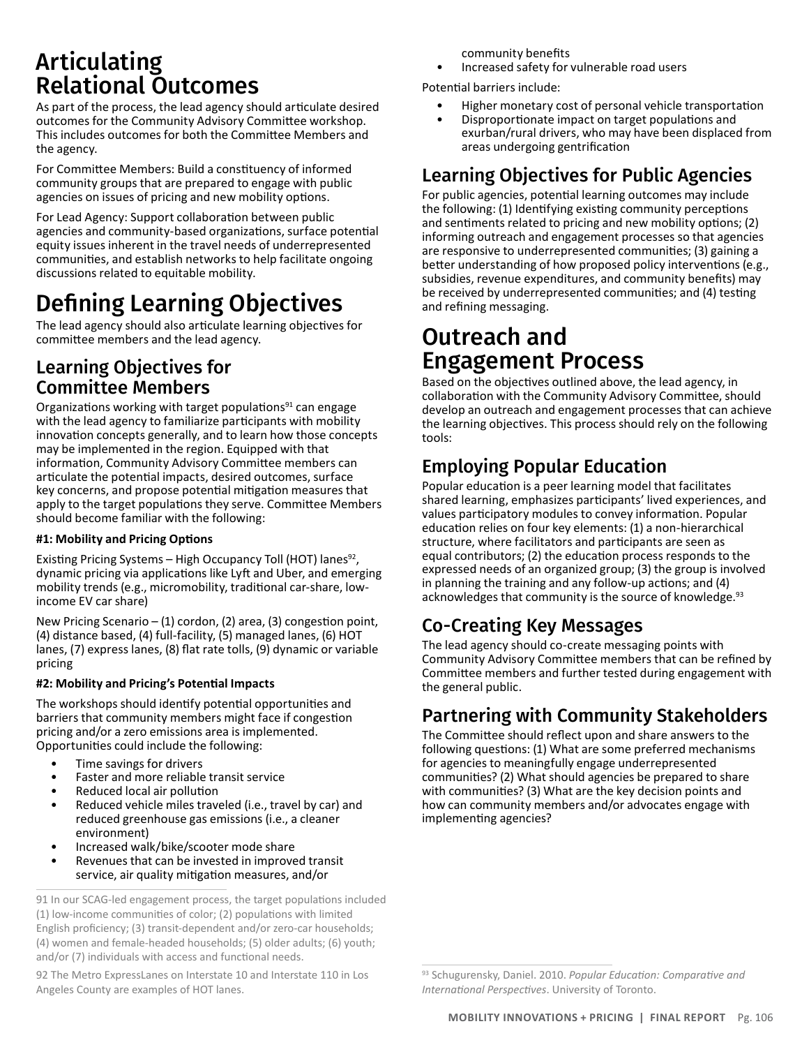# Articulating Relational Outcomes

As part of the process, the lead agency should articulate desired outcomes for the Community Advisory Committee workshop. This includes outcomes for both the Committee Members and the agency.

For Committee Members: Build a constituency of informed community groups that are prepared to engage with public agencies on issues of pricing and new mobility options.

For Lead Agency: Support collaboration between public agencies and community-based organizations, surface potential equity issues inherent in the travel needs of underrepresented communities, and establish networks to help facilitate ongoing discussions related to equitable mobility.

# Defining Learning Objectives

The lead agency should also articulate learning objectives for committee members and the lead agency.

## Learning Objectives for Committee Members

Organizations working with target populations[91] can engage with the lead agency to familiarize participants with mobility innovation concepts generally, and to learn how those concepts may be implemented in the region. Equipped with that information, Community Advisory Committee members can articulate the potential impacts, desired outcomes, surface key concerns, and propose potential mitigation measures that apply to the target populations they serve. Committee Members should become familiar with the following:

**#1: Mobility and Pricing Options**

Existing Pricing Systems – High Occupancy Toll (HOT) lanes[92], dynamic pricing via applications like Lyft and Uber, and emerging mobility trends (e.g., micromobility, traditional car-share, low-income EV car share)

New Pricing Scenario – (1) cordon, (2) area, (3) congestion point, (4) distance based, (4) full-facility, (5) managed lanes, (6) HOT lanes, (7) express lanes, (8) flat rate tolls, (9) dynamic or variable pricing

**#2: Mobility and Pricing's Potential Impacts**

The workshops should identify potential opportunities and barriers that community members might face if congestion pricing and/or a zero emissions area is implemented. Opportunities could include the following:

- Time savings for drivers
- Faster and more reliable transit service
- Reduced local air pollution
- Reduced vehicle miles traveled (i.e., travel by car) and reduced greenhouse gas emissions (i.e., a cleaner environment)
- Increased walk/bike/scooter mode share
- Revenues that can be invested in improved transit service, air quality mitigation measures, and/or community benefits
- Increased safety for vulnerable road users

Potential barriers include:

- Higher monetary cost of personal vehicle transportation
- Disproportionate impact on target populations and exurban/rural drivers, who may have been displaced from areas undergoing gentrification

## Learning Objectives for Public Agencies

For public agencies, potential learning outcomes may include the following: (1) Identifying existing community perceptions and sentiments related to pricing and new mobility options; (2) informing outreach and engagement processes so that agencies are responsive to underrepresented communities; (3) gaining a better understanding of how proposed policy interventions (e.g., subsidies, revenue expenditures, and community benefits) may be received by underrepresented communities; and (4) testing and refining messaging.

# Outreach and Engagement Process

Based on the objectives outlined above, the lead agency, in collaboration with the Community Advisory Committee, should develop an outreach and engagement processes that can achieve the learning objectives. This process should rely on the following tools:

## Employing Popular Education

Popular education is a peer learning model that facilitates shared learning, emphasizes participants' lived experiences, and values participatory modules to convey information. Popular education relies on four key elements: (1) a non-hierarchical structure, where facilitators and participants are seen as equal contributors; (2) the education process responds to the expressed needs of an organized group; (3) the group is involved in planning the training and any follow-up actions; and (4) acknowledges that community is the source of knowledge.[93]

## Co-Creating Key Messages

The lead agency should co-create messaging points with Community Advisory Committee members that can be refined by Committee members and further tested during engagement with the general public.

## Partnering with Community Stakeholders

The Committee should reflect upon and share answers to the following questions: (1) What are some preferred mechanisms for agencies to meaningfully engage underrepresented communities? (2) What should agencies be prepared to share with communities? (3) What are the key decision points and how can community members and/or advocates engage with implementing agencies?

---

91 In our SCAG-led engagement process, the target populations included (1) low-income communities of color; (2) populations with limited English proficiency; (3) transit-dependent and/or zero-car households; (4) women and female-headed households; (5) older adults; (6) youth; and/or (7) individuals with access and functional needs.

92 The Metro ExpressLanes on Interstate 10 and Interstate 110 in Los Angeles County are examples of HOT lanes.

93 Schugurensky, Daniel. 2010. *Popular Education: Comparative and International Perspectives*. University of Toronto.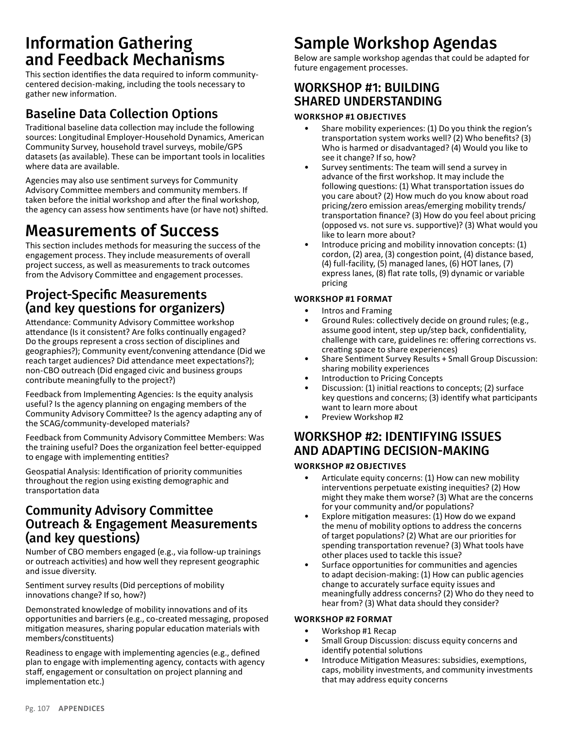# Information Gathering and Feedback Mechanisms

This section identifies the data required to inform community-centered decision-making, including the tools necessary to gather new information.

## Baseline Data Collection Options

Traditional baseline data collection may include the following sources: Longitudinal Employer-Household Dynamics, American Community Survey, household travel surveys, mobile/GPS datasets (as available). These can be important tools in localities where data are available.

Agencies may also use sentiment surveys for Community Advisory Committee members and community members. If taken before the initial workshop and after the final workshop, the agency can assess how sentiments have (or have not) shifted.

# Measurements of Success

This section includes methods for measuring the success of the engagement process. They include measurements of overall project success, as well as measurements to track outcomes from the Advisory Committee and engagement processes.

## Project-Specific Measurements (and key questions for organizers)

Attendance: Community Advisory Committee workshop attendance (Is it consistent? Are folks continually engaged? Do the groups represent a cross section of disciplines and geographies?); Community event/convening attendance (Did we reach target audiences? Did attendance meet expectations?); non-CBO outreach (Did engaged civic and business groups contribute meaningfully to the project?)

Feedback from Implementing Agencies: Is the equity analysis useful? Is the agency planning on engaging members of the Community Advisory Committee? Is the agency adapting any of the SCAG/community-developed materials?

Feedback from Community Advisory Committee Members: Was the training useful? Does the organization feel better-equipped to engage with implementing entities?

Geospatial Analysis: Identification of priority communities throughout the region using existing demographic and transportation data

## Community Advisory Committee Outreach & Engagement Measurements (and key questions)

Number of CBO members engaged (e.g., via follow-up trainings or outreach activities) and how well they represent geographic and issue diversity.

Sentiment survey results (Did perceptions of mobility innovations change? If so, how?)

Demonstrated knowledge of mobility innovations and of its opportunities and barriers (e.g., co-created messaging, proposed mitigation measures, sharing popular education materials with members/constituents)

Readiness to engage with implementing agencies (e.g., defined plan to engage with implementing agency, contacts with agency staff, engagement or consultation on project planning and implementation etc.)

# Sample Workshop Agendas

Below are sample workshop agendas that could be adapted for future engagement processes.

## WORKSHOP #1: BUILDING SHARED UNDERSTANDING

### WORKSHOP #1 OBJECTIVES

- Share mobility experiences: (1) Do you think the region's transportation system works well? (2) Who benefits? (3) Who is harmed or disadvantaged? (4) Would you like to see it change? If so, how?
- Survey sentiments: The team will send a survey in advance of the first workshop. It may include the following questions: (1) What transportation issues do you care about? (2) How much do you know about road pricing/zero emission areas/emerging mobility trends/transportation finance? (3) How do you feel about pricing (opposed vs. not sure vs. supportive)? (3) What would you like to learn more about?
- Introduce pricing and mobility innovation concepts: (1) cordon, (2) area, (3) congestion point, (4) distance based, (4) full-facility, (5) managed lanes, (6) HOT lanes, (7) express lanes, (8) flat rate tolls, (9) dynamic or variable pricing

### WORKSHOP #1 FORMAT

- Intros and Framing
- Ground Rules: collectively decide on ground rules; (e.g., assume good intent, step up/step back, confidentiality, challenge with care, guidelines re: offering corrections vs. creating space to share experiences)
- Share Sentiment Survey Results + Small Group Discussion: sharing mobility experiences
- Introduction to Pricing Concepts
- Discussion: (1) initial reactions to concepts; (2) surface key questions and concerns; (3) identify what participants want to learn more about
- Preview Workshop #2

## WORKSHOP #2: IDENTIFYING ISSUES AND ADAPTING DECISION-MAKING

### WORKSHOP #2 OBJECTIVES

- Articulate equity concerns: (1) How can new mobility interventions perpetuate existing inequities? (2) How might they make them worse? (3) What are the concerns for your community and/or populations?
- Explore mitigation measures: (1) How do we expand the menu of mobility options to address the concerns of target populations? (2) What are our priorities for spending transportation revenue? (3) What tools have other places used to tackle this issue?
- Surface opportunities for communities and agencies to adapt decision-making: (1) How can public agencies change to accurately surface equity issues and meaningfully address concerns? (2) Who do they need to hear from? (3) What data should they consider?

### WORKSHOP #2 FORMAT

- Workshop #1 Recap
- Small Group Discussion: discuss equity concerns and identify potential solutions
- Introduce Mitigation Measures: subsidies, exemptions, caps, mobility investments, and community investments that may address equity concerns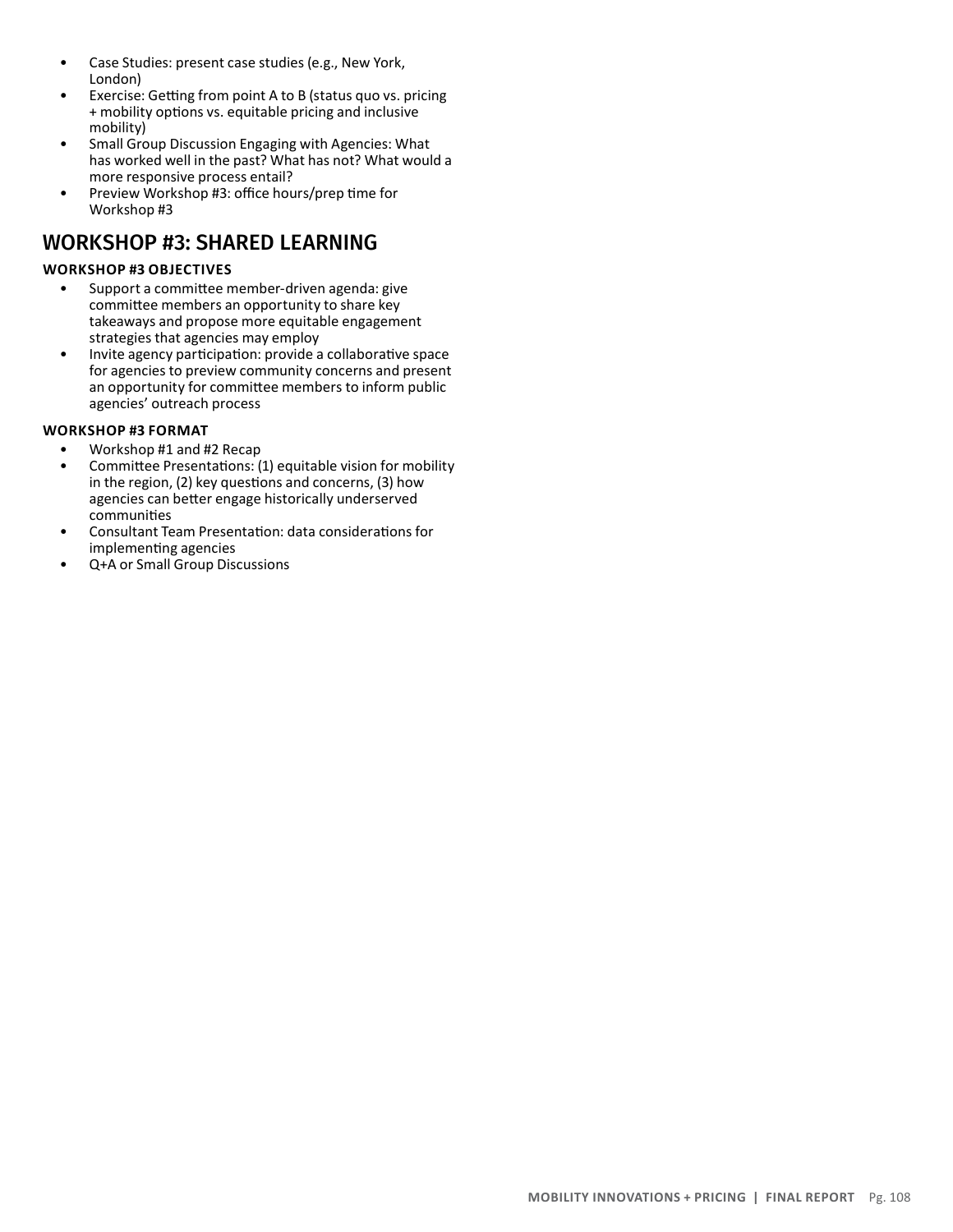- Case Studies: present case studies (e.g., New York, London)
- Exercise: Getting from point A to B (status quo vs. pricing + mobility options vs. equitable pricing and inclusive mobility)
- Small Group Discussion Engaging with Agencies: What has worked well in the past? What has not? What would a more responsive process entail?
- Preview Workshop #3: office hours/prep time for Workshop #3

## WORKSHOP #3: SHARED LEARNING

### WORKSHOP #3 OBJECTIVES

- Support a committee member-driven agenda: give committee members an opportunity to share key takeaways and propose more equitable engagement strategies that agencies may employ
- Invite agency participation: provide a collaborative space for agencies to preview community concerns and present an opportunity for committee members to inform public agencies' outreach process

### WORKSHOP #3 FORMAT

- Workshop #1 and #2 Recap
- Committee Presentations: (1) equitable vision for mobility in the region, (2) key questions and concerns, (3) how agencies can better engage historically underserved communities
- Consultant Team Presentation: data considerations for implementing agencies
- Q+A or Small Group Discussions